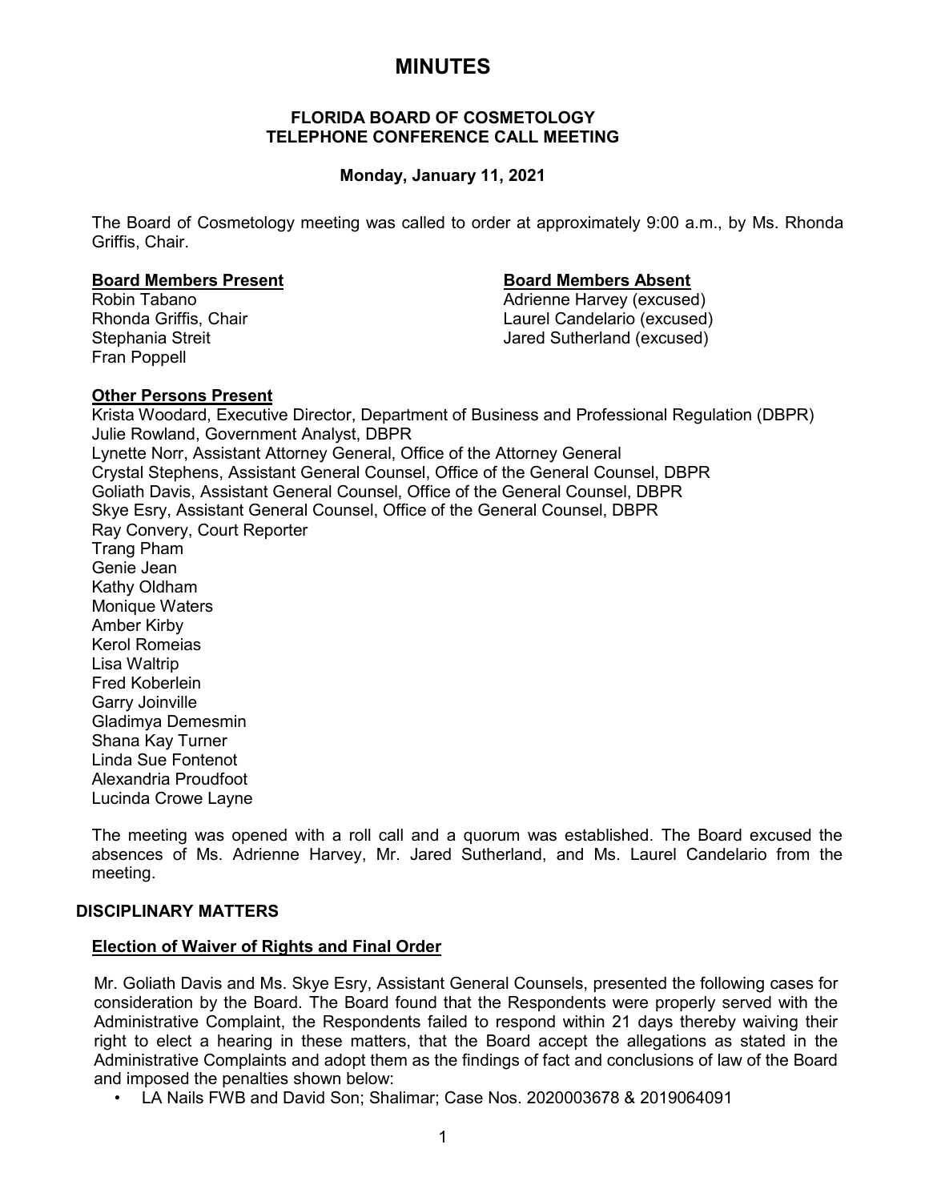# MINUTES

**FLORIDA BOARD OF COSMETOLOGY**
**TELEPHONE CONFERENCE CALL MEETING**

**Monday, January 11, 2021**

The Board of Cosmetology meeting was called to order at approximately 9:00 a.m., by Ms. Rhonda Griffis, Chair.

**Board Members Present**

Robin Tabano
Rhonda Griffis, Chair
Stephania Streit
Fran Poppell

**Board Members Absent**

Adrienne Harvey (excused)
Laurel Candelario (excused)
Jared Sutherland (excused)

**Other Persons Present**

Krista Woodard, Executive Director, Department of Business and Professional Regulation (DBPR)
Julie Rowland, Government Analyst, DBPR
Lynette Norr, Assistant Attorney General, Office of the Attorney General
Crystal Stephens, Assistant General Counsel, Office of the General Counsel, DBPR
Goliath Davis, Assistant General Counsel, Office of the General Counsel, DBPR
Skye Esry, Assistant General Counsel, Office of the General Counsel, DBPR
Ray Convery, Court Reporter
Trang Pham
Genie Jean
Kathy Oldham
Monique Waters
Amber Kirby
Kerol Romeias
Lisa Waltrip
Fred Koberlein
Garry Joinville
Gladimya Demesmin
Shana Kay Turner
Linda Sue Fontenot
Alexandria Proudfoot
Lucinda Crowe Layne

The meeting was opened with a roll call and a quorum was established. The Board excused the absences of Ms. Adrienne Harvey, Mr. Jared Sutherland, and Ms. Laurel Candelario from the meeting.

## DISCIPLINARY MATTERS

**Election of Waiver of Rights and Final Order**

Mr. Goliath Davis and Ms. Skye Esry, Assistant General Counsels, presented the following cases for consideration by the Board. The Board found that the Respondents were properly served with the Administrative Complaint, the Respondents failed to respond within 21 days thereby waiving their right to elect a hearing in these matters, that the Board accept the allegations as stated in the Administrative Complaints and adopt them as the findings of fact and conclusions of law of the Board and imposed the penalties shown below:

- LA Nails FWB and David Son; Shalimar; Case Nos. 2020003678 & 2019064091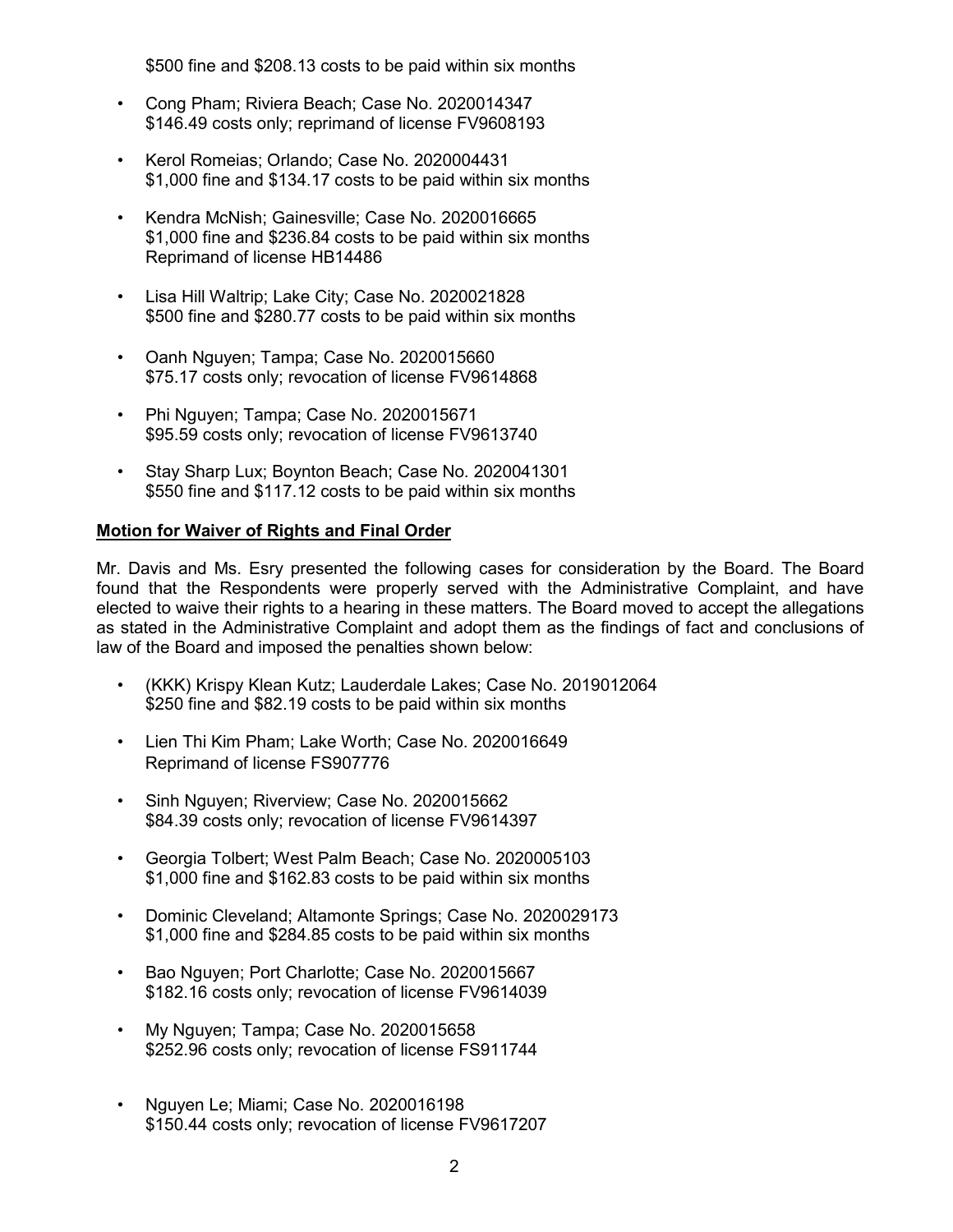$500 fine and $208.13 costs to be paid within six months

- Cong Pham; Riviera Beach; Case No. 2020014347
  $146.49 costs only; reprimand of license FV9608193

- Kerol Romeias; Orlando; Case No. 2020004431
  $1,000 fine and $134.17 costs to be paid within six months

- Kendra McNish; Gainesville; Case No. 2020016665
  $1,000 fine and $236.84 costs to be paid within six months
  Reprimand of license HB14486

- Lisa Hill Waltrip; Lake City; Case No. 2020021828
  $500 fine and $280.77 costs to be paid within six months

- Oanh Nguyen; Tampa; Case No. 2020015660
  $75.17 costs only; revocation of license FV9614868

- Phi Nguyen; Tampa; Case No. 2020015671
  $95.59 costs only; revocation of license FV9613740

- Stay Sharp Lux; Boynton Beach; Case No. 2020041301
  $550 fine and $117.12 costs to be paid within six months

**Motion for Waiver of Rights and Final Order**

Mr. Davis and Ms. Esry presented the following cases for consideration by the Board. The Board found that the Respondents were properly served with the Administrative Complaint, and have elected to waive their rights to a hearing in these matters. The Board moved to accept the allegations as stated in the Administrative Complaint and adopt them as the findings of fact and conclusions of law of the Board and imposed the penalties shown below:

- (KKK) Krispy Klean Kutz; Lauderdale Lakes; Case No. 2019012064
  $250 fine and $82.19 costs to be paid within six months

- Lien Thi Kim Pham; Lake Worth; Case No. 2020016649
  Reprimand of license FS907776

- Sinh Nguyen; Riverview; Case No. 2020015662
  $84.39 costs only; revocation of license FV9614397

- Georgia Tolbert; West Palm Beach; Case No. 2020005103
  $1,000 fine and $162.83 costs to be paid within six months

- Dominic Cleveland; Altamonte Springs; Case No. 2020029173
  $1,000 fine and $284.85 costs to be paid within six months

- Bao Nguyen; Port Charlotte; Case No. 2020015667
  $182.16 costs only; revocation of license FV9614039

- My Nguyen; Tampa; Case No. 2020015658
  $252.96 costs only; revocation of license FS911744

- Nguyen Le; Miami; Case No. 2020016198
  $150.44 costs only; revocation of license FV9617207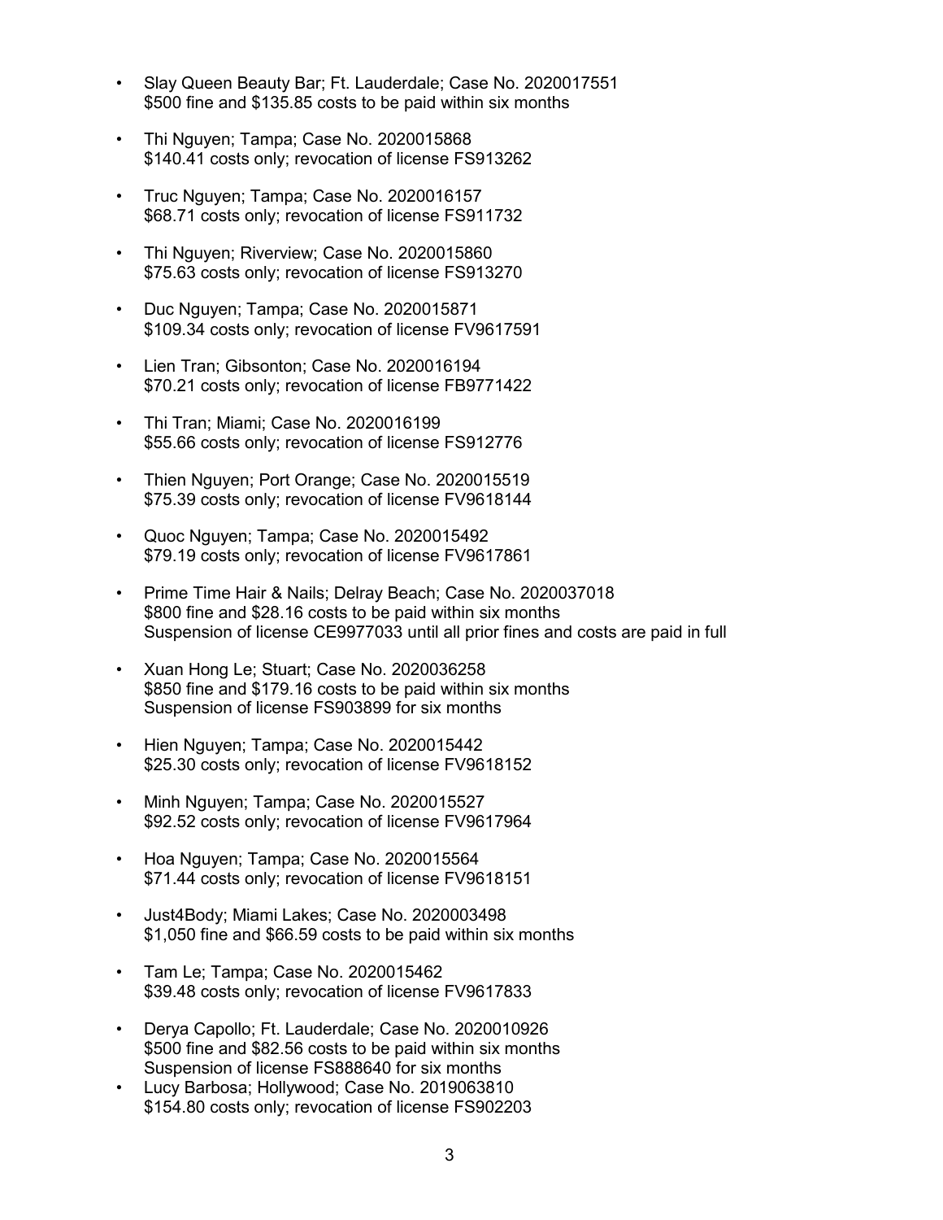- Slay Queen Beauty Bar; Ft. Lauderdale; Case No. 2020017551
  $500 fine and $135.85 costs to be paid within six months

- Thi Nguyen; Tampa; Case No. 2020015868
  $140.41 costs only; revocation of license FS913262

- Truc Nguyen; Tampa; Case No. 2020016157
  $68.71 costs only; revocation of license FS911732

- Thi Nguyen; Riverview; Case No. 2020015860
  $75.63 costs only; revocation of license FS913270

- Duc Nguyen; Tampa; Case No. 2020015871
  $109.34 costs only; revocation of license FV9617591

- Lien Tran; Gibsonton; Case No. 2020016194
  $70.21 costs only; revocation of license FB9771422

- Thi Tran; Miami; Case No. 2020016199
  $55.66 costs only; revocation of license FS912776

- Thien Nguyen; Port Orange; Case No. 2020015519
  $75.39 costs only; revocation of license FV9618144

- Quoc Nguyen; Tampa; Case No. 2020015492
  $79.19 costs only; revocation of license FV9617861

- Prime Time Hair & Nails; Delray Beach; Case No. 2020037018
  $800 fine and $28.16 costs to be paid within six months
  Suspension of license CE9977033 until all prior fines and costs are paid in full

- Xuan Hong Le; Stuart; Case No. 2020036258
  $850 fine and $179.16 costs to be paid within six months
  Suspension of license FS903899 for six months

- Hien Nguyen; Tampa; Case No. 2020015442
  $25.30 costs only; revocation of license FV9618152

- Minh Nguyen; Tampa; Case No. 2020015527
  $92.52 costs only; revocation of license FV9617964

- Hoa Nguyen; Tampa; Case No. 2020015564
  $71.44 costs only; revocation of license FV9618151

- Just4Body; Miami Lakes; Case No. 2020003498
  $1,050 fine and $66.59 costs to be paid within six months

- Tam Le; Tampa; Case No. 2020015462
  $39.48 costs only; revocation of license FV9617833

- Derya Capollo; Ft. Lauderdale; Case No. 2020010926
  $500 fine and $82.56 costs to be paid within six months
  Suspension of license FS888640 for six months

- Lucy Barbosa; Hollywood; Case No. 2019063810
  $154.80 costs only; revocation of license FS902203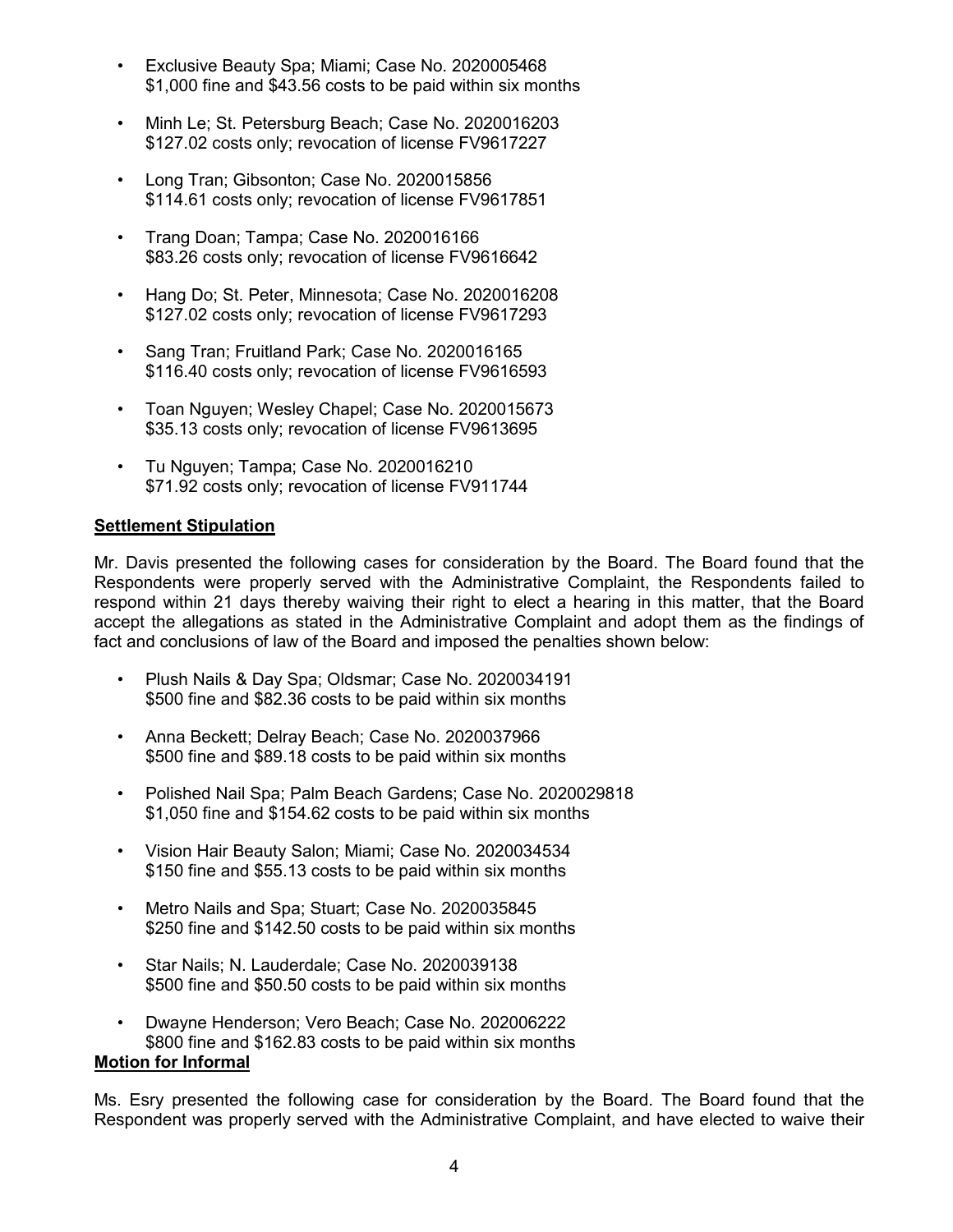- Exclusive Beauty Spa; Miami; Case No. 2020005468
  $1,000 fine and $43.56 costs to be paid within six months
- Minh Le; St. Petersburg Beach; Case No. 2020016203
  $127.02 costs only; revocation of license FV9617227
- Long Tran; Gibsonton; Case No. 2020015856
  $114.61 costs only; revocation of license FV9617851
- Trang Doan; Tampa; Case No. 2020016166
  $83.26 costs only; revocation of license FV9616642
- Hang Do; St. Peter, Minnesota; Case No. 2020016208
  $127.02 costs only; revocation of license FV9617293
- Sang Tran; Fruitland Park; Case No. 2020016165
  $116.40 costs only; revocation of license FV9616593
- Toan Nguyen; Wesley Chapel; Case No. 2020015673
  $35.13 costs only; revocation of license FV9613695
- Tu Nguyen; Tampa; Case No. 2020016210
  $71.92 costs only; revocation of license FV911744

**Settlement Stipulation**

Mr. Davis presented the following cases for consideration by the Board. The Board found that the Respondents were properly served with the Administrative Complaint, the Respondents failed to respond within 21 days thereby waiving their right to elect a hearing in this matter, that the Board accept the allegations as stated in the Administrative Complaint and adopt them as the findings of fact and conclusions of law of the Board and imposed the penalties shown below:

- Plush Nails & Day Spa; Oldsmar; Case No. 2020034191
  $500 fine and $82.36 costs to be paid within six months
- Anna Beckett; Delray Beach; Case No. 2020037966
  $500 fine and $89.18 costs to be paid within six months
- Polished Nail Spa; Palm Beach Gardens; Case No. 2020029818
  $1,050 fine and $154.62 costs to be paid within six months
- Vision Hair Beauty Salon; Miami; Case No. 2020034534
  $150 fine and $55.13 costs to be paid within six months
- Metro Nails and Spa; Stuart; Case No. 2020035845
  $250 fine and $142.50 costs to be paid within six months
- Star Nails; N. Lauderdale; Case No. 2020039138
  $500 fine and $50.50 costs to be paid within six months
- Dwayne Henderson; Vero Beach; Case No. 202006222
  $800 fine and $162.83 costs to be paid within six months

**Motion for Informal**

Ms. Esry presented the following case for consideration by the Board. The Board found that the Respondent was properly served with the Administrative Complaint, and have elected to waive their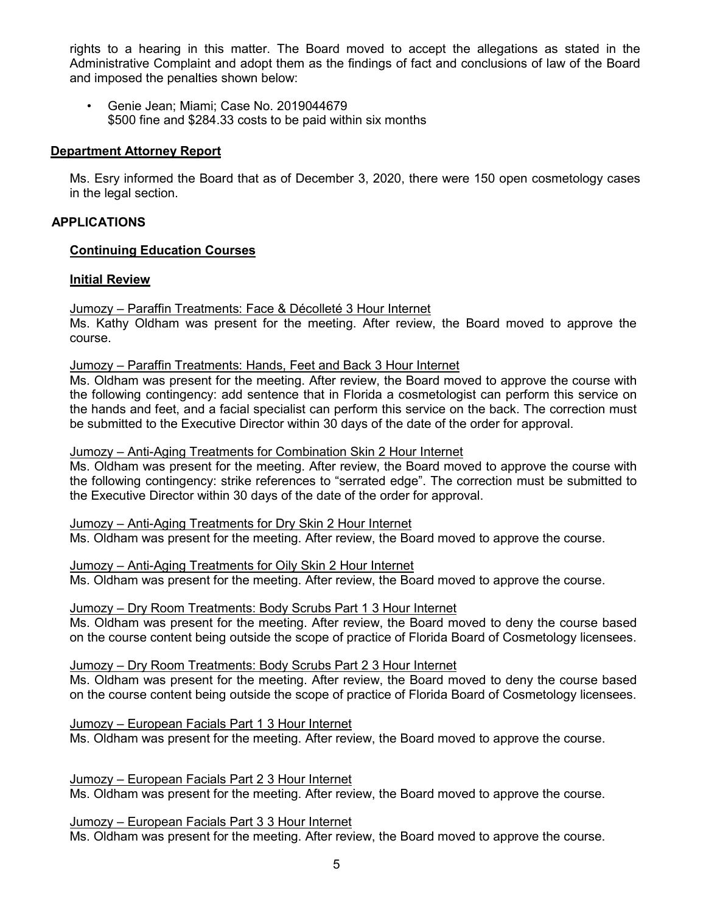rights to a hearing in this matter. The Board moved to accept the allegations as stated in the Administrative Complaint and adopt them as the findings of fact and conclusions of law of the Board and imposed the penalties shown below:

- Genie Jean; Miami; Case No. 2019044679
  $500 fine and $284.33 costs to be paid within six months

**Department Attorney Report**

Ms. Esry informed the Board that as of December 3, 2020, there were 150 open cosmetology cases in the legal section.

## APPLICATIONS

**Continuing Education Courses**

**Initial Review**

Jumozy – Paraffin Treatments: Face & Décolleté 3 Hour Internet
Ms. Kathy Oldham was present for the meeting. After review, the Board moved to approve the course.

Jumozy – Paraffin Treatments: Hands, Feet and Back 3 Hour Internet
Ms. Oldham was present for the meeting. After review, the Board moved to approve the course with the following contingency: add sentence that in Florida a cosmetologist can perform this service on the hands and feet, and a facial specialist can perform this service on the back. The correction must be submitted to the Executive Director within 30 days of the date of the order for approval.

Jumozy – Anti-Aging Treatments for Combination Skin 2 Hour Internet
Ms. Oldham was present for the meeting. After review, the Board moved to approve the course with the following contingency: strike references to "serrated edge". The correction must be submitted to the Executive Director within 30 days of the date of the order for approval.

Jumozy – Anti-Aging Treatments for Dry Skin 2 Hour Internet
Ms. Oldham was present for the meeting. After review, the Board moved to approve the course.

Jumozy – Anti-Aging Treatments for Oily Skin 2 Hour Internet
Ms. Oldham was present for the meeting. After review, the Board moved to approve the course.

Jumozy – Dry Room Treatments: Body Scrubs Part 1 3 Hour Internet
Ms. Oldham was present for the meeting. After review, the Board moved to deny the course based on the course content being outside the scope of practice of Florida Board of Cosmetology licensees.

Jumozy – Dry Room Treatments: Body Scrubs Part 2 3 Hour Internet
Ms. Oldham was present for the meeting. After review, the Board moved to deny the course based on the course content being outside the scope of practice of Florida Board of Cosmetology licensees.

Jumozy – European Facials Part 1 3 Hour Internet
Ms. Oldham was present for the meeting. After review, the Board moved to approve the course.

Jumozy – European Facials Part 2 3 Hour Internet
Ms. Oldham was present for the meeting. After review, the Board moved to approve the course.

Jumozy – European Facials Part 3 3 Hour Internet
Ms. Oldham was present for the meeting. After review, the Board moved to approve the course.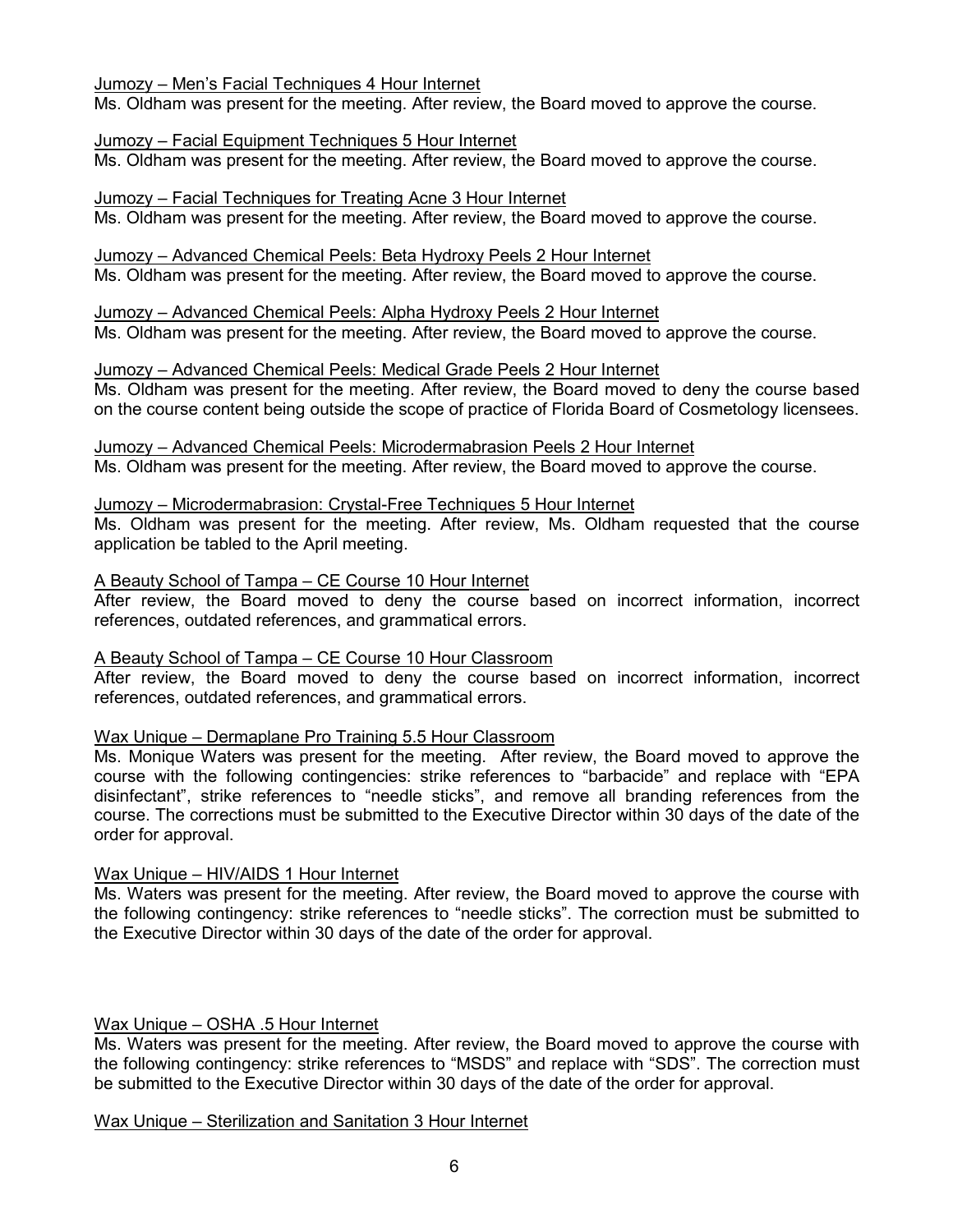Jumozy – Men's Facial Techniques 4 Hour Internet

Ms. Oldham was present for the meeting. After review, the Board moved to approve the course.

Jumozy – Facial Equipment Techniques 5 Hour Internet

Ms. Oldham was present for the meeting. After review, the Board moved to approve the course.

Jumozy – Facial Techniques for Treating Acne 3 Hour Internet

Ms. Oldham was present for the meeting. After review, the Board moved to approve the course.

Jumozy – Advanced Chemical Peels: Beta Hydroxy Peels 2 Hour Internet

Ms. Oldham was present for the meeting. After review, the Board moved to approve the course.

Jumozy – Advanced Chemical Peels: Alpha Hydroxy Peels 2 Hour Internet

Ms. Oldham was present for the meeting. After review, the Board moved to approve the course.

Jumozy – Advanced Chemical Peels: Medical Grade Peels 2 Hour Internet

Ms. Oldham was present for the meeting. After review, the Board moved to deny the course based on the course content being outside the scope of practice of Florida Board of Cosmetology licensees.

Jumozy – Advanced Chemical Peels: Microdermabrasion Peels 2 Hour Internet

Ms. Oldham was present for the meeting. After review, the Board moved to approve the course.

Jumozy – Microdermabrasion: Crystal-Free Techniques 5 Hour Internet

Ms. Oldham was present for the meeting. After review, Ms. Oldham requested that the course application be tabled to the April meeting.

A Beauty School of Tampa – CE Course 10 Hour Internet

After review, the Board moved to deny the course based on incorrect information, incorrect references, outdated references, and grammatical errors.

A Beauty School of Tampa – CE Course 10 Hour Classroom

After review, the Board moved to deny the course based on incorrect information, incorrect references, outdated references, and grammatical errors.

Wax Unique – Dermaplane Pro Training 5.5 Hour Classroom

Ms. Monique Waters was present for the meeting. After review, the Board moved to approve the course with the following contingencies: strike references to "barbacide" and replace with "EPA disinfectant", strike references to "needle sticks", and remove all branding references from the course. The corrections must be submitted to the Executive Director within 30 days of the date of the order for approval.

Wax Unique – HIV/AIDS 1 Hour Internet

Ms. Waters was present for the meeting. After review, the Board moved to approve the course with the following contingency: strike references to "needle sticks". The correction must be submitted to the Executive Director within 30 days of the date of the order for approval.

Wax Unique – OSHA .5 Hour Internet

Ms. Waters was present for the meeting. After review, the Board moved to approve the course with the following contingency: strike references to "MSDS" and replace with "SDS". The correction must be submitted to the Executive Director within 30 days of the date of the order for approval.

Wax Unique – Sterilization and Sanitation 3 Hour Internet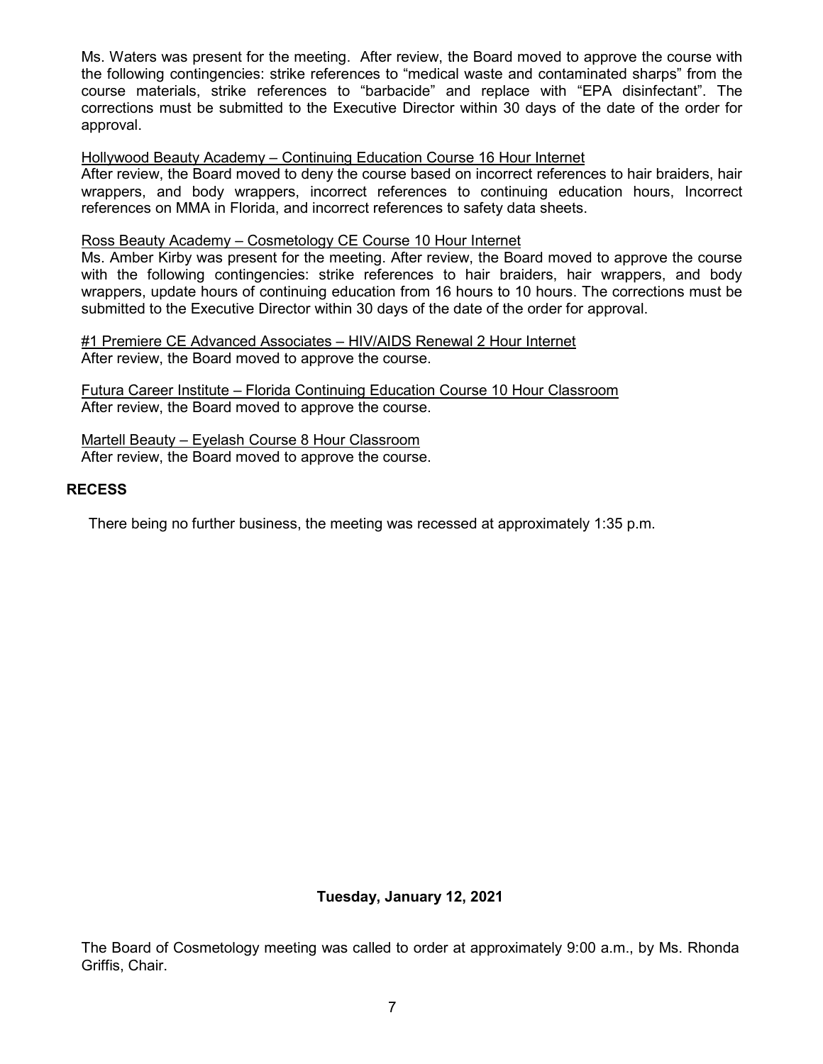Ms. Waters was present for the meeting. After review, the Board moved to approve the course with the following contingencies: strike references to "medical waste and contaminated sharps" from the course materials, strike references to "barbacide" and replace with "EPA disinfectant". The corrections must be submitted to the Executive Director within 30 days of the date of the order for approval.

<u>Hollywood Beauty Academy – Continuing Education Course 16 Hour Internet</u>
After review, the Board moved to deny the course based on incorrect references to hair braiders, hair wrappers, and body wrappers, incorrect references to continuing education hours, Incorrect references on MMA in Florida, and incorrect references to safety data sheets.

<u>Ross Beauty Academy – Cosmetology CE Course 10 Hour Internet</u>
Ms. Amber Kirby was present for the meeting. After review, the Board moved to approve the course with the following contingencies: strike references to hair braiders, hair wrappers, and body wrappers, update hours of continuing education from 16 hours to 10 hours. The corrections must be submitted to the Executive Director within 30 days of the date of the order for approval.

<u>#1 Premiere CE Advanced Associates – HIV/AIDS Renewal 2 Hour Internet</u>
After review, the Board moved to approve the course.

<u>Futura Career Institute – Florida Continuing Education Course 10 Hour Classroom</u>
After review, the Board moved to approve the course.

<u>Martell Beauty – Eyelash Course 8 Hour Classroom</u>
After review, the Board moved to approve the course.

## RECESS

There being no further business, the meeting was recessed at approximately 1:35 p.m.

**Tuesday, January 12, 2021**

The Board of Cosmetology meeting was called to order at approximately 9:00 a.m., by Ms. Rhonda Griffis, Chair.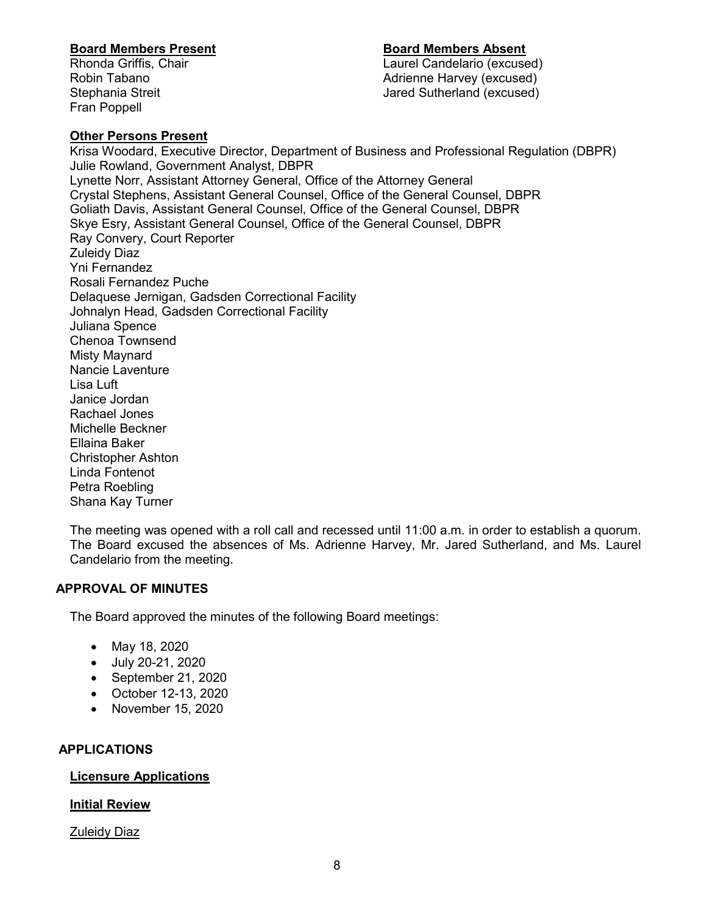**Board Members Present**

Rhonda Griffis, Chair
Robin Tabano
Stephania Streit
Fran Poppell

**Board Members Absent**

Laurel Candelario (excused)
Adrienne Harvey (excused)
Jared Sutherland (excused)

**Other Persons Present**

Krisa Woodard, Executive Director, Department of Business and Professional Regulation (DBPR)
Julie Rowland, Government Analyst, DBPR
Lynette Norr, Assistant Attorney General, Office of the Attorney General
Crystal Stephens, Assistant General Counsel, Office of the General Counsel, DBPR
Goliath Davis, Assistant General Counsel, Office of the General Counsel, DBPR
Skye Esry, Assistant General Counsel, Office of the General Counsel, DBPR
Ray Convery, Court Reporter
Zuleidy Diaz
Yni Fernandez
Rosali Fernandez Puche
Delaquese Jernigan, Gadsden Correctional Facility
Johnalyn Head, Gadsden Correctional Facility
Juliana Spence
Chenoa Townsend
Misty Maynard
Nancie Laventure
Lisa Luft
Janice Jordan
Rachael Jones
Michelle Beckner
Ellaina Baker
Christopher Ashton
Linda Fontenot
Petra Roebling
Shana Kay Turner

The meeting was opened with a roll call and recessed until 11:00 a.m. in order to establish a quorum. The Board excused the absences of Ms. Adrienne Harvey, Mr. Jared Sutherland, and Ms. Laurel Candelario from the meeting.

## APPROVAL OF MINUTES

The Board approved the minutes of the following Board meetings:

- May 18, 2020
- July 20-21, 2020
- September 21, 2020
- October 12-13, 2020
- November 15, 2020

## APPLICATIONS

**Licensure Applications**

**Initial Review**

Zuleidy Diaz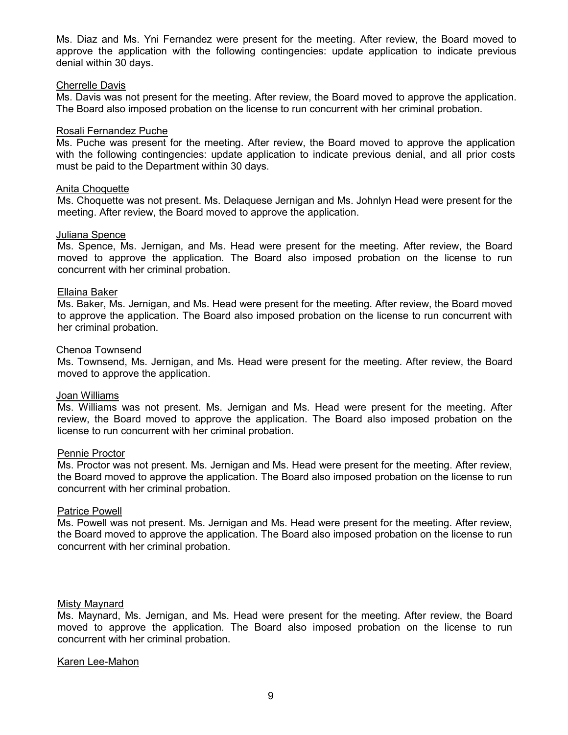Ms. Diaz and Ms. Yni Fernandez were present for the meeting. After review, the Board moved to approve the application with the following contingencies: update application to indicate previous denial within 30 days.

Cherrelle Davis

Ms. Davis was not present for the meeting. After review, the Board moved to approve the application. The Board also imposed probation on the license to run concurrent with her criminal probation.

Rosali Fernandez Puche

Ms. Puche was present for the meeting. After review, the Board moved to approve the application with the following contingencies: update application to indicate previous denial, and all prior costs must be paid to the Department within 30 days.

Anita Choquette

Ms. Choquette was not present. Ms. Delaquese Jernigan and Ms. Johnlyn Head were present for the meeting. After review, the Board moved to approve the application.

Juliana Spence

Ms. Spence, Ms. Jernigan, and Ms. Head were present for the meeting. After review, the Board moved to approve the application. The Board also imposed probation on the license to run concurrent with her criminal probation.

Ellaina Baker

Ms. Baker, Ms. Jernigan, and Ms. Head were present for the meeting. After review, the Board moved to approve the application. The Board also imposed probation on the license to run concurrent with her criminal probation.

Chenoa Townsend

Ms. Townsend, Ms. Jernigan, and Ms. Head were present for the meeting. After review, the Board moved to approve the application.

Joan Williams

Ms. Williams was not present. Ms. Jernigan and Ms. Head were present for the meeting. After review, the Board moved to approve the application. The Board also imposed probation on the license to run concurrent with her criminal probation.

Pennie Proctor

Ms. Proctor was not present. Ms. Jernigan and Ms. Head were present for the meeting. After review, the Board moved to approve the application. The Board also imposed probation on the license to run concurrent with her criminal probation.

Patrice Powell

Ms. Powell was not present. Ms. Jernigan and Ms. Head were present for the meeting. After review, the Board moved to approve the application. The Board also imposed probation on the license to run concurrent with her criminal probation.

Misty Maynard

Ms. Maynard, Ms. Jernigan, and Ms. Head were present for the meeting. After review, the Board moved to approve the application. The Board also imposed probation on the license to run concurrent with her criminal probation.

Karen Lee-Mahon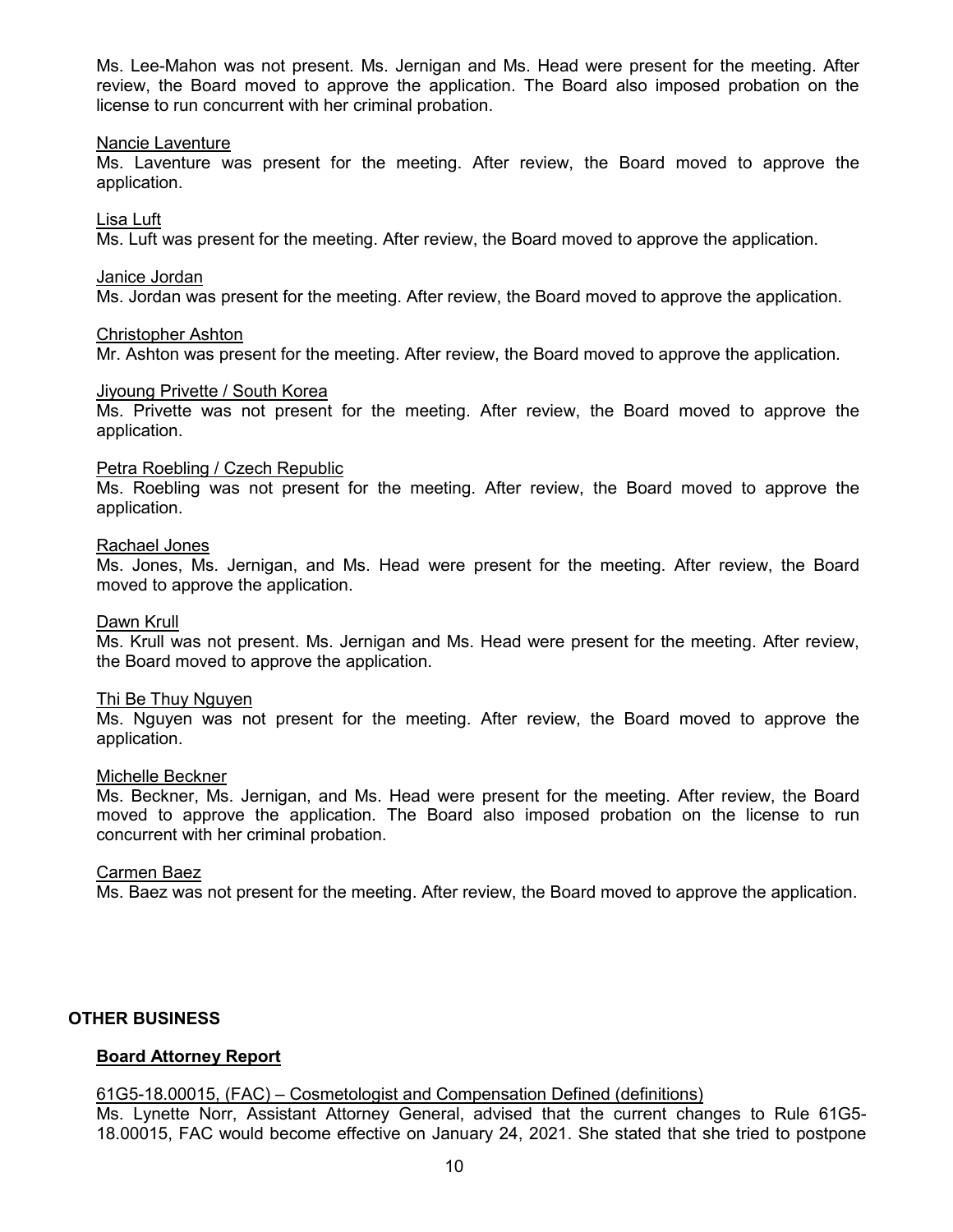Ms. Lee-Mahon was not present. Ms. Jernigan and Ms. Head were present for the meeting. After review, the Board moved to approve the application. The Board also imposed probation on the license to run concurrent with her criminal probation.

Nancie Laventure

Ms. Laventure was present for the meeting. After review, the Board moved to approve the application.

Lisa Luft

Ms. Luft was present for the meeting. After review, the Board moved to approve the application.

Janice Jordan

Ms. Jordan was present for the meeting. After review, the Board moved to approve the application.

Christopher Ashton

Mr. Ashton was present for the meeting. After review, the Board moved to approve the application.

Jiyoung Privette / South Korea

Ms. Privette was not present for the meeting. After review, the Board moved to approve the application.

Petra Roebling / Czech Republic

Ms. Roebling was not present for the meeting. After review, the Board moved to approve the application.

Rachael Jones

Ms. Jones, Ms. Jernigan, and Ms. Head were present for the meeting. After review, the Board moved to approve the application.

Dawn Krull

Ms. Krull was not present. Ms. Jernigan and Ms. Head were present for the meeting. After review, the Board moved to approve the application.

Thi Be Thuy Nguyen

Ms. Nguyen was not present for the meeting. After review, the Board moved to approve the application.

Michelle Beckner

Ms. Beckner, Ms. Jernigan, and Ms. Head were present for the meeting. After review, the Board moved to approve the application. The Board also imposed probation on the license to run concurrent with her criminal probation.

Carmen Baez

Ms. Baez was not present for the meeting. After review, the Board moved to approve the application.

## OTHER BUSINESS

### Board Attorney Report

61G5-18.00015, (FAC) – Cosmetologist and Compensation Defined (definitions)

Ms. Lynette Norr, Assistant Attorney General, advised that the current changes to Rule 61G5-18.00015, FAC would become effective on January 24, 2021. She stated that she tried to postpone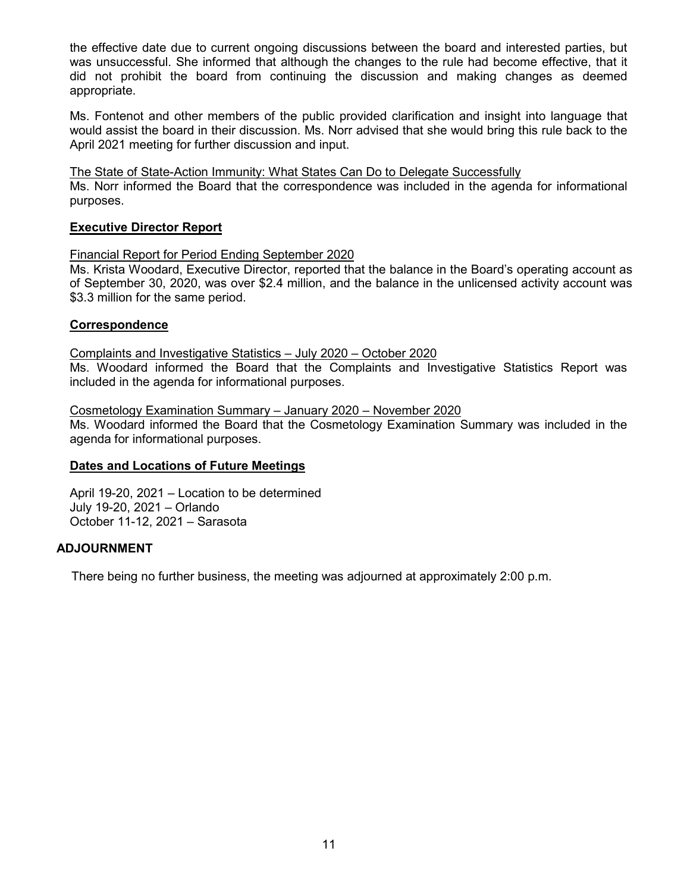the effective date due to current ongoing discussions between the board and interested parties, but was unsuccessful. She informed that although the changes to the rule had become effective, that it did not prohibit the board from continuing the discussion and making changes as deemed appropriate.

Ms. Fontenot and other members of the public provided clarification and insight into language that would assist the board in their discussion. Ms. Norr advised that she would bring this rule back to the April 2021 meeting for further discussion and input.

The State of State-Action Immunity: What States Can Do to Delegate Successfully
Ms. Norr informed the Board that the correspondence was included in the agenda for informational purposes.

**Executive Director Report**

Financial Report for Period Ending September 2020
Ms. Krista Woodard, Executive Director, reported that the balance in the Board's operating account as of September 30, 2020, was over $2.4 million, and the balance in the unlicensed activity account was $3.3 million for the same period.

**Correspondence**

Complaints and Investigative Statistics – July 2020 – October 2020
Ms. Woodard informed the Board that the Complaints and Investigative Statistics Report was included in the agenda for informational purposes.

Cosmetology Examination Summary – January 2020 – November 2020
Ms. Woodard informed the Board that the Cosmetology Examination Summary was included in the agenda for informational purposes.

**Dates and Locations of Future Meetings**

April 19-20, 2021 – Location to be determined
July 19-20, 2021 – Orlando
October 11-12, 2021 – Sarasota

**ADJOURNMENT**

There being no further business, the meeting was adjourned at approximately 2:00 p.m.